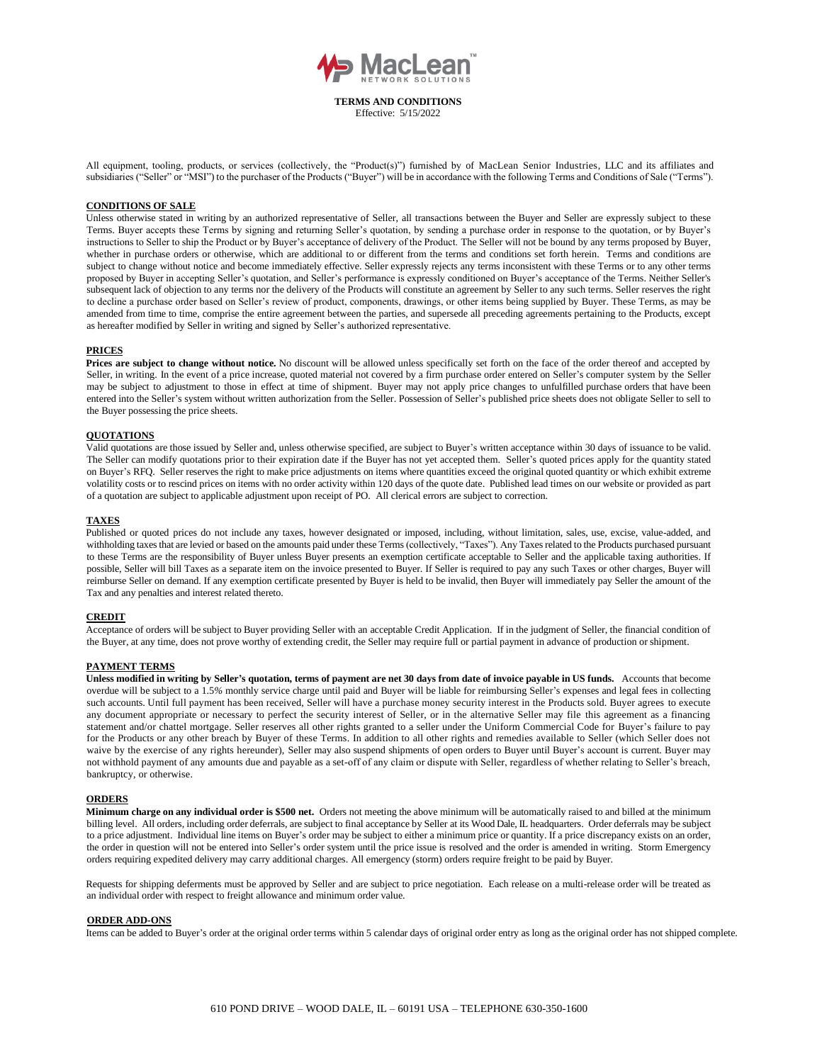# TERMS AND CONDITIONS

Effective: 5/15/2022

All equipment, tooling, products, or services (collectively, the "Product(s)") furnished by of MacLean Senior Industries, LLC and its affiliates and subsidiaries ("Seller" or "MSI") to the purchaser of the Products ("Buyer") will be in accordance with the following Terms and Conditions of Sale ("Terms").

## CONDITIONS OF SALE

Unless otherwise stated in writing by an authorized representative of Seller, all transactions between the Buyer and Seller are expressly subject to these Terms. Buyer accepts these Terms by signing and returning Seller's quotation, by sending a purchase order in response to the quotation, or by Buyer's instructions to Seller to ship the Product or by Buyer's acceptance of delivery of the Product. The Seller will not be bound by any terms proposed by Buyer, whether in purchase orders or otherwise, which are additional to or different from the terms and conditions set forth herein. Terms and conditions are subject to change without notice and become immediately effective. Seller expressly rejects any terms inconsistent with these Terms or to any other terms proposed by Buyer in accepting Seller's quotation, and Seller's performance is expressly conditioned on Buyer's acceptance of the Terms. Neither Seller's subsequent lack of objection to any terms nor the delivery of the Products will constitute an agreement by Seller to any such terms. Seller reserves the right to decline a purchase order based on Seller's review of product, components, drawings, or other items being supplied by Buyer. These Terms, as may be amended from time to time, comprise the entire agreement between the parties, and supersede all preceding agreements pertaining to the Products, except as hereafter modified by Seller in writing and signed by Seller's authorized representative.

## PRICES

**Prices are subject to change without notice.** No discount will be allowed unless specifically set forth on the face of the order thereof and accepted by Seller, in writing. In the event of a price increase, quoted material not covered by a firm purchase order entered on Seller's computer system by the Seller may be subject to adjustment to those in effect at time of shipment. Buyer may not apply price changes to unfulfilled purchase orders that have been entered into the Seller's system without written authorization from the Seller. Possession of Seller's published price sheets does not obligate Seller to sell to the Buyer possessing the price sheets.

## QUOTATIONS

Valid quotations are those issued by Seller and, unless otherwise specified, are subject to Buyer's written acceptance within 30 days of issuance to be valid. The Seller can modify quotations prior to their expiration date if the Buyer has not yet accepted them. Seller's quoted prices apply for the quantity stated on Buyer's RFQ. Seller reserves the right to make price adjustments on items where quantities exceed the original quoted quantity or which exhibit extreme volatility costs or to rescind prices on items with no order activity within 120 days of the quote date. Published lead times on our website or provided as part of a quotation are subject to applicable adjustment upon receipt of PO. All clerical errors are subject to correction.

## TAXES

Published or quoted prices do not include any taxes, however designated or imposed, including, without limitation, sales, use, excise, value-added, and withholding taxes that are levied or based on the amounts paid under these Terms (collectively, "Taxes"). Any Taxes related to the Products purchased pursuant to these Terms are the responsibility of Buyer unless Buyer presents an exemption certificate acceptable to Seller and the applicable taxing authorities. If possible, Seller will bill Taxes as a separate item on the invoice presented to Buyer. If Seller is required to pay any such Taxes or other charges, Buyer will reimburse Seller on demand. If any exemption certificate presented by Buyer is held to be invalid, then Buyer will immediately pay Seller the amount of the Tax and any penalties and interest related thereto.

## CREDIT

Acceptance of orders will be subject to Buyer providing Seller with an acceptable Credit Application. If in the judgment of Seller, the financial condition of the Buyer, at any time, does not prove worthy of extending credit, the Seller may require full or partial payment in advance of production or shipment.

## PAYMENT TERMS

**Unless modified in writing by Seller's quotation, terms of payment are net 30 days from date of invoice payable in US funds.** Accounts that become overdue will be subject to a 1.5% monthly service charge until paid and Buyer will be liable for reimbursing Seller's expenses and legal fees in collecting such accounts. Until full payment has been received, Seller will have a purchase money security interest in the Products sold. Buyer agrees to execute any document appropriate or necessary to perfect the security interest of Seller, or in the alternative Seller may file this agreement as a financing statement and/or chattel mortgage. Seller reserves all other rights granted to a seller under the Uniform Commercial Code for Buyer's failure to pay for the Products or any other breach by Buyer of these Terms. In addition to all other rights and remedies available to Seller (which Seller does not waive by the exercise of any rights hereunder), Seller may also suspend shipments of open orders to Buyer until Buyer's account is current. Buyer may not withhold payment of any amounts due and payable as a set-off of any claim or dispute with Seller, regardless of whether relating to Seller's breach, bankruptcy, or otherwise.

## ORDERS

**Minimum charge on any individual order is $500 net.** Orders not meeting the above minimum will be automatically raised to and billed at the minimum billing level. All orders, including order deferrals, are subject to final acceptance by Seller at its Wood Dale, IL headquarters. Order deferrals may be subject to a price adjustment. Individual line items on Buyer's order may be subject to either a minimum price or quantity. If a price discrepancy exists on an order, the order in question will not be entered into Seller's order system until the price issue is resolved and the order is amended in writing. Storm Emergency orders requiring expedited delivery may carry additional charges. All emergency (storm) orders require freight to be paid by Buyer.

Requests for shipping deferments must be approved by Seller and are subject to price negotiation. Each release on a multi-release order will be treated as an individual order with respect to freight allowance and minimum order value.

## ORDER ADD-ONS

Items can be added to Buyer's order at the original order terms within 5 calendar days of original order entry as long as the original order has not shipped complete.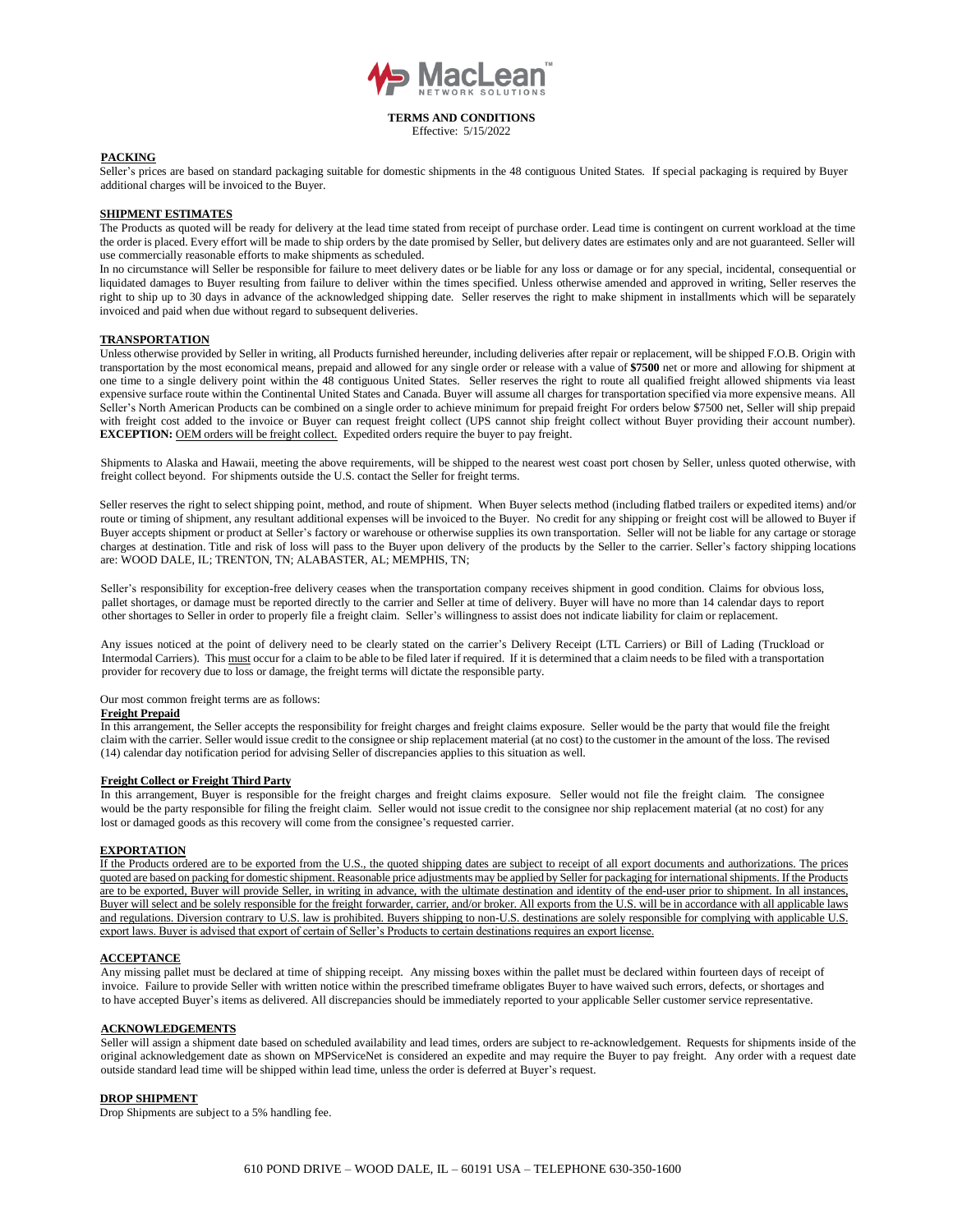# TERMS AND CONDITIONS

Effective: 5/15/2022

## PACKING

Seller's prices are based on standard packaging suitable for domestic shipments in the 48 contiguous United States. If special packaging is required by Buyer additional charges will be invoiced to the Buyer.

## SHIPMENT ESTIMATES

The Products as quoted will be ready for delivery at the lead time stated from receipt of purchase order. Lead time is contingent on current workload at the time the order is placed. Every effort will be made to ship orders by the date promised by Seller, but delivery dates are estimates only and are not guaranteed. Seller will use commercially reasonable efforts to make shipments as scheduled.

In no circumstance will Seller be responsible for failure to meet delivery dates or be liable for any loss or damage or for any special, incidental, consequential or liquidated damages to Buyer resulting from failure to deliver within the times specified. Unless otherwise amended and approved in writing, Seller reserves the right to ship up to 30 days in advance of the acknowledged shipping date. Seller reserves the right to make shipment in installments which will be separately invoiced and paid when due without regard to subsequent deliveries.

## TRANSPORTATION

Unless otherwise provided by Seller in writing, all Products furnished hereunder, including deliveries after repair or replacement, will be shipped F.O.B. Origin with transportation by the most economical means, prepaid and allowed for any single order or release with a value of **$7500** net or more and allowing for shipment at one time to a single delivery point within the 48 contiguous United States. Seller reserves the right to route all qualified freight allowed shipments via least expensive surface route within the Continental United States and Canada. Buyer will assume all charges for transportation specified via more expensive means. All Seller's North American Products can be combined on a single order to achieve minimum for prepaid freight For orders below $7500 net, Seller will ship prepaid with freight cost added to the invoice or Buyer can request freight collect (UPS cannot ship freight collect without Buyer providing their account number). **EXCEPTION:** OEM orders will be freight collect. Expedited orders require the buyer to pay freight.

Shipments to Alaska and Hawaii, meeting the above requirements, will be shipped to the nearest west coast port chosen by Seller, unless quoted otherwise, with freight collect beyond. For shipments outside the U.S. contact the Seller for freight terms.

Seller reserves the right to select shipping point, method, and route of shipment. When Buyer selects method (including flatbed trailers or expedited items) and/or route or timing of shipment, any resultant additional expenses will be invoiced to the Buyer. No credit for any shipping or freight cost will be allowed to Buyer if Buyer accepts shipment or product at Seller's factory or warehouse or otherwise supplies its own transportation. Seller will not be liable for any cartage or storage charges at destination. Title and risk of loss will pass to the Buyer upon delivery of the products by the Seller to the carrier. Seller's factory shipping locations are: WOOD DALE, IL; TRENTON, TN; ALABASTER, AL; MEMPHIS, TN;

Seller's responsibility for exception-free delivery ceases when the transportation company receives shipment in good condition. Claims for obvious loss, pallet shortages, or damage must be reported directly to the carrier and Seller at time of delivery. Buyer will have no more than 14 calendar days to report other shortages to Seller in order to properly file a freight claim. Seller's willingness to assist does not indicate liability for claim or replacement.

Any issues noticed at the point of delivery need to be clearly stated on the carrier's Delivery Receipt (LTL Carriers) or Bill of Lading (Truckload or Intermodal Carriers). This must occur for a claim to be able to be filed later if required. If it is determined that a claim needs to be filed with a transportation provider for recovery due to loss or damage, the freight terms will dictate the responsible party.

Our most common freight terms are as follows:

**Freight Prepaid**

In this arrangement, the Seller accepts the responsibility for freight charges and freight claims exposure. Seller would be the party that would file the freight claim with the carrier. Seller would issue credit to the consignee or ship replacement material (at no cost) to the customer in the amount of the loss. The revised (14) calendar day notification period for advising Seller of discrepancies applies to this situation as well.

**Freight Collect or Freight Third Party**

In this arrangement, Buyer is responsible for the freight charges and freight claims exposure. Seller would not file the freight claim. The consignee would be the party responsible for filing the freight claim. Seller would not issue credit to the consignee nor ship replacement material (at no cost) for any lost or damaged goods as this recovery will come from the consignee's requested carrier.

## EXPORTATION

If the Products ordered are to be exported from the U.S., the quoted shipping dates are subject to receipt of all export documents and authorizations. The prices quoted are based on packing for domestic shipment. Reasonable price adjustments may be applied by Seller for packaging for international shipments. If the Products are to be exported, Buyer will provide Seller, in writing in advance, with the ultimate destination and identity of the end-user prior to shipment. In all instances, Buyer will select and be solely responsible for the freight forwarder, carrier, and/or broker. All exports from the U.S. will be in accordance with all applicable laws and regulations. Diversion contrary to U.S. law is prohibited. Buyers shipping to non-U.S. destinations are solely responsible for complying with applicable U.S. export laws. Buyer is advised that export of certain of Seller's Products to certain destinations requires an export license.

## ACCEPTANCE

Any missing pallet must be declared at time of shipping receipt. Any missing boxes within the pallet must be declared within fourteen days of receipt of invoice. Failure to provide Seller with written notice within the prescribed timeframe obligates Buyer to have waived such errors, defects, or shortages and to have accepted Buyer's items as delivered. All discrepancies should be immediately reported to your applicable Seller customer service representative.

## ACKNOWLEDGEMENTS

Seller will assign a shipment date based on scheduled availability and lead times, orders are subject to re-acknowledgement. Requests for shipments inside of the original acknowledgement date as shown on MPServiceNet is considered an expedite and may require the Buyer to pay freight. Any order with a request date outside standard lead time will be shipped within lead time, unless the order is deferred at Buyer's request.

## DROP SHIPMENT

Drop Shipments are subject to a 5% handling fee.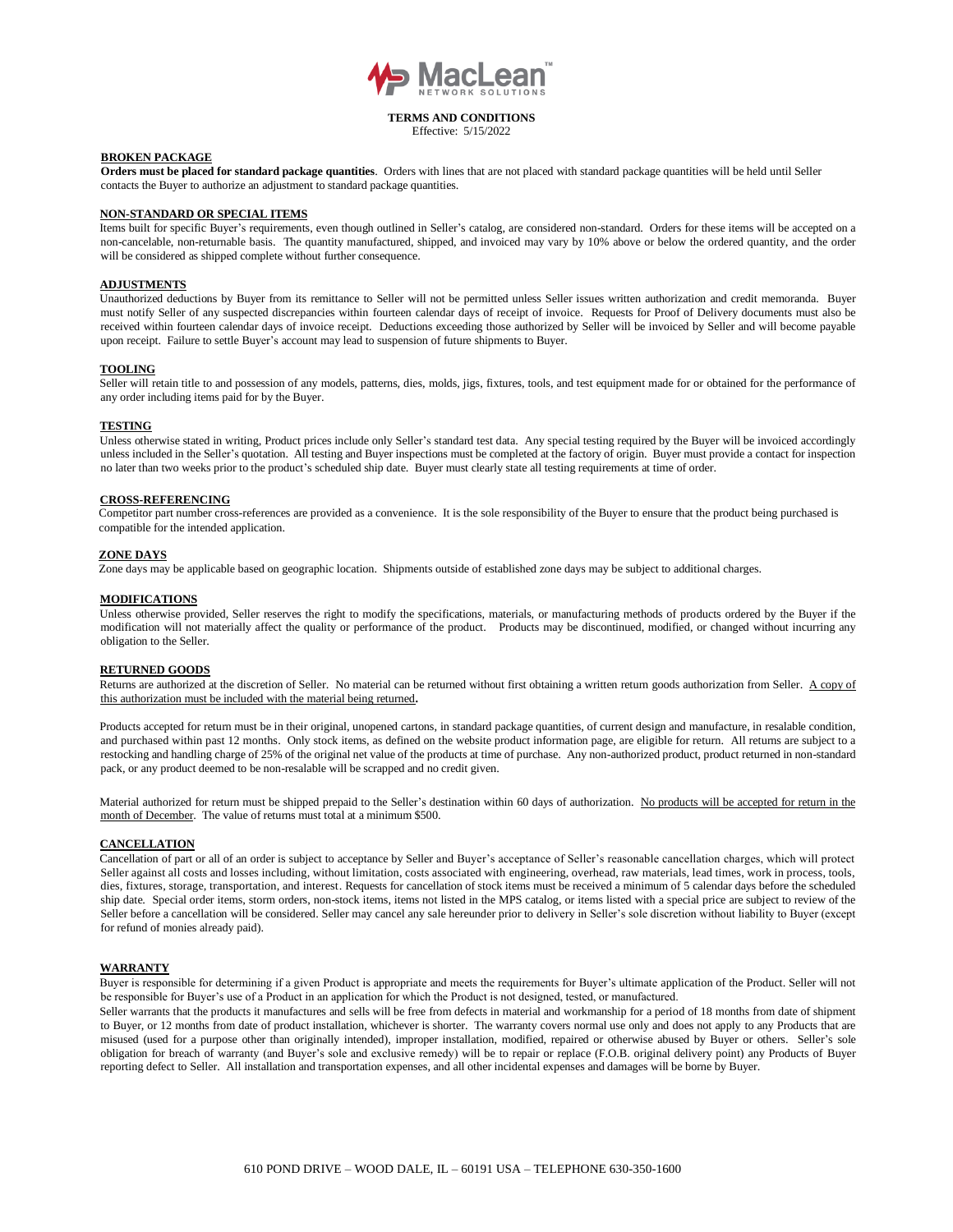# TERMS AND CONDITIONS

Effective: 5/15/2022

## BROKEN PACKAGE

**Orders must be placed for standard package quantities**. Orders with lines that are not placed with standard package quantities will be held until Seller contacts the Buyer to authorize an adjustment to standard package quantities.

## NON-STANDARD OR SPECIAL ITEMS

Items built for specific Buyer's requirements, even though outlined in Seller's catalog, are considered non-standard. Orders for these items will be accepted on a non-cancelable, non-returnable basis. The quantity manufactured, shipped, and invoiced may vary by 10% above or below the ordered quantity, and the order will be considered as shipped complete without further consequence.

## ADJUSTMENTS

Unauthorized deductions by Buyer from its remittance to Seller will not be permitted unless Seller issues written authorization and credit memoranda. Buyer must notify Seller of any suspected discrepancies within fourteen calendar days of receipt of invoice. Requests for Proof of Delivery documents must also be received within fourteen calendar days of invoice receipt. Deductions exceeding those authorized by Seller will be invoiced by Seller and will become payable upon receipt. Failure to settle Buyer's account may lead to suspension of future shipments to Buyer.

## TOOLING

Seller will retain title to and possession of any models, patterns, dies, molds, jigs, fixtures, tools, and test equipment made for or obtained for the performance of any order including items paid for by the Buyer.

## TESTING

Unless otherwise stated in writing, Product prices include only Seller's standard test data. Any special testing required by the Buyer will be invoiced accordingly unless included in the Seller's quotation. All testing and Buyer inspections must be completed at the factory of origin. Buyer must provide a contact for inspection no later than two weeks prior to the product's scheduled ship date. Buyer must clearly state all testing requirements at time of order.

## CROSS-REFERENCING

Competitor part number cross-references are provided as a convenience. It is the sole responsibility of the Buyer to ensure that the product being purchased is compatible for the intended application.

## ZONE DAYS

Zone days may be applicable based on geographic location. Shipments outside of established zone days may be subject to additional charges.

## MODIFICATIONS

Unless otherwise provided, Seller reserves the right to modify the specifications, materials, or manufacturing methods of products ordered by the Buyer if the modification will not materially affect the quality or performance of the product. Products may be discontinued, modified, or changed without incurring any obligation to the Seller.

## RETURNED GOODS

Returns are authorized at the discretion of Seller. No material can be returned without first obtaining a written return goods authorization from Seller. A copy of this authorization must be included with the material being returned**.**

Products accepted for return must be in their original, unopened cartons, in standard package quantities, of current design and manufacture, in resalable condition, and purchased within past 12 months. Only stock items, as defined on the website product information page, are eligible for return. All returns are subject to a restocking and handling charge of 25% of the original net value of the products at time of purchase. Any non-authorized product, product returned in non-standard pack, or any product deemed to be non-resalable will be scrapped and no credit given.

Material authorized for return must be shipped prepaid to the Seller's destination within 60 days of authorization. No products will be accepted for return in the month of December. The value of returns must total at a minimum $500.

## CANCELLATION

Cancellation of part or all of an order is subject to acceptance by Seller and Buyer's acceptance of Seller's reasonable cancellation charges, which will protect Seller against all costs and losses including, without limitation, costs associated with engineering, overhead, raw materials, lead times, work in process, tools, dies, fixtures, storage, transportation, and interest. Requests for cancellation of stock items must be received a minimum of 5 calendar days before the scheduled ship date. Special order items, storm orders, non-stock items, items not listed in the MPS catalog, or items listed with a special price are subject to review of the Seller before a cancellation will be considered. Seller may cancel any sale hereunder prior to delivery in Seller's sole discretion without liability to Buyer (except for refund of monies already paid).

## WARRANTY

Buyer is responsible for determining if a given Product is appropriate and meets the requirements for Buyer's ultimate application of the Product. Seller will not be responsible for Buyer's use of a Product in an application for which the Product is not designed, tested, or manufactured.

Seller warrants that the products it manufactures and sells will be free from defects in material and workmanship for a period of 18 months from date of shipment to Buyer, or 12 months from date of product installation, whichever is shorter. The warranty covers normal use only and does not apply to any Products that are misused (used for a purpose other than originally intended), improper installation, modified, repaired or otherwise abused by Buyer or others. Seller's sole obligation for breach of warranty (and Buyer's sole and exclusive remedy) will be to repair or replace (F.O.B. original delivery point) any Products of Buyer reporting defect to Seller. All installation and transportation expenses, and all other incidental expenses and damages will be borne by Buyer.

610 POND DRIVE – WOOD DALE, IL – 60191 USA – TELEPHONE 630-350-1600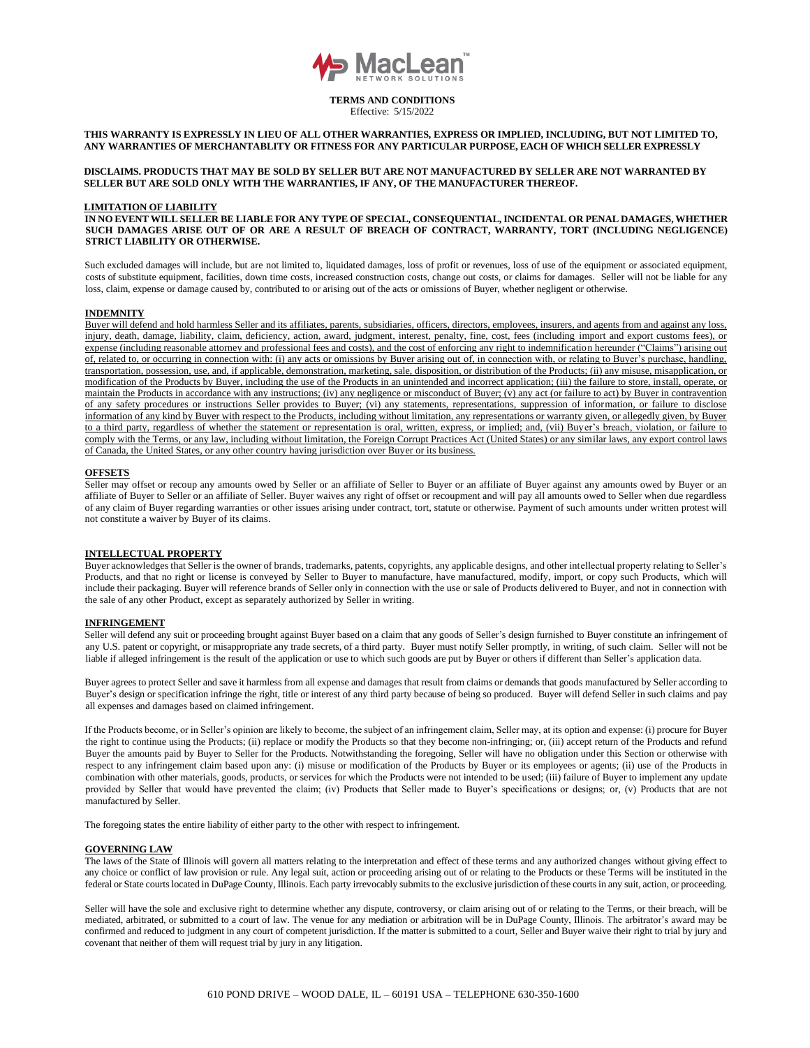**TERMS AND CONDITIONS**
Effective: 5/15/2022

**THIS WARRANTY IS EXPRESSLY IN LIEU OF ALL OTHER WARRANTIES, EXPRESS OR IMPLIED, INCLUDING, BUT NOT LIMITED TO, ANY WARRANTIES OF MERCHANTABLITY OR FITNESS FOR ANY PARTICULAR PURPOSE, EACH OF WHICH SELLER EXPRESSLY**

**DISCLAIMS. PRODUCTS THAT MAY BE SOLD BY SELLER BUT ARE NOT MANUFACTURED BY SELLER ARE NOT WARRANTED BY SELLER BUT ARE SOLD ONLY WITH THE WARRANTIES, IF ANY, OF THE MANUFACTURER THEREOF.**

## LIMITATION OF LIABILITY

**IN NO EVENT WILL SELLER BE LIABLE FOR ANY TYPE OF SPECIAL, CONSEQUENTIAL, INCIDENTAL OR PENAL DAMAGES, WHETHER SUCH DAMAGES ARISE OUT OF OR ARE A RESULT OF BREACH OF CONTRACT, WARRANTY, TORT (INCLUDING NEGLIGENCE) STRICT LIABILITY OR OTHERWISE.**

Such excluded damages will include, but are not limited to, liquidated damages, loss of profit or revenues, loss of use of the equipment or associated equipment, costs of substitute equipment, facilities, down time costs, increased construction costs, change out costs, or claims for damages. Seller will not be liable for any loss, claim, expense or damage caused by, contributed to or arising out of the acts or omissions of Buyer, whether negligent or otherwise.

## INDEMNITY

Buyer will defend and hold harmless Seller and its affiliates, parents, subsidiaries, officers, directors, employees, insurers, and agents from and against any loss, injury, death, damage, liability, claim, deficiency, action, award, judgment, interest, penalty, fine, cost, fees (including import and export customs fees), or expense (including reasonable attorney and professional fees and costs), and the cost of enforcing any right to indemnification hereunder ("Claims") arising out of, related to, or occurring in connection with: (i) any acts or omissions by Buyer arising out of, in connection with, or relating to Buyer's purchase, handling, transportation, possession, use, and, if applicable, demonstration, marketing, sale, disposition, or distribution of the Products; (ii) any misuse, misapplication, or modification of the Products by Buyer, including the use of the Products in an unintended and incorrect application; (iii) the failure to store, install, operate, or maintain the Products in accordance with any instructions; (iv) any negligence or misconduct of Buyer; (v) any act (or failure to act) by Buyer in contravention of any safety procedures or instructions Seller provides to Buyer; (vi) any statements, representations, suppression of information, or failure to disclose information of any kind by Buyer with respect to the Products, including without limitation, any representations or warranty given, or allegedly given, by Buyer to a third party, regardless of whether the statement or representation is oral, written, express, or implied; and, (vii) Buyer's breach, violation, or failure to comply with the Terms, or any law, including without limitation, the Foreign Corrupt Practices Act (United States) or any similar laws, any export control laws of Canada, the United States, or any other country having jurisdiction over Buyer or its business.

## OFFSETS

Seller may offset or recoup any amounts owed by Seller or an affiliate of Seller to Buyer or an affiliate of Buyer against any amounts owed by Buyer or an affiliate of Buyer to Seller or an affiliate of Seller. Buyer waives any right of offset or recoupment and will pay all amounts owed to Seller when due regardless of any claim of Buyer regarding warranties or other issues arising under contract, tort, statute or otherwise. Payment of such amounts under written protest will not constitute a waiver by Buyer of its claims.

## INTELLECTUAL PROPERTY

Buyer acknowledges that Seller is the owner of brands, trademarks, patents, copyrights, any applicable designs, and other intellectual property relating to Seller's Products, and that no right or license is conveyed by Seller to Buyer to manufacture, have manufactured, modify, import, or copy such Products, which will include their packaging. Buyer will reference brands of Seller only in connection with the use or sale of Products delivered to Buyer, and not in connection with the sale of any other Product, except as separately authorized by Seller in writing.

## INFRINGEMENT

Seller will defend any suit or proceeding brought against Buyer based on a claim that any goods of Seller's design furnished to Buyer constitute an infringement of any U.S. patent or copyright, or misappropriate any trade secrets, of a third party. Buyer must notify Seller promptly, in writing, of such claim. Seller will not be liable if alleged infringement is the result of the application or use to which such goods are put by Buyer or others if different than Seller's application data.

Buyer agrees to protect Seller and save it harmless from all expense and damages that result from claims or demands that goods manufactured by Seller according to Buyer's design or specification infringe the right, title or interest of any third party because of being so produced. Buyer will defend Seller in such claims and pay all expenses and damages based on claimed infringement.

If the Products become, or in Seller's opinion are likely to become, the subject of an infringement claim, Seller may, at its option and expense: (i) procure for Buyer the right to continue using the Products; (ii) replace or modify the Products so that they become non-infringing; or, (iii) accept return of the Products and refund Buyer the amounts paid by Buyer to Seller for the Products. Notwithstanding the foregoing, Seller will have no obligation under this Section or otherwise with respect to any infringement claim based upon any: (i) misuse or modification of the Products by Buyer or its employees or agents; (ii) use of the Products in combination with other materials, goods, products, or services for which the Products were not intended to be used; (iii) failure of Buyer to implement any update provided by Seller that would have prevented the claim; (iv) Products that Seller made to Buyer's specifications or designs; or, (v) Products that are not manufactured by Seller.

The foregoing states the entire liability of either party to the other with respect to infringement.

## GOVERNING LAW

The laws of the State of Illinois will govern all matters relating to the interpretation and effect of these terms and any authorized changes without giving effect to any choice or conflict of law provision or rule. Any legal suit, action or proceeding arising out of or relating to the Products or these Terms will be instituted in the federal or State courts located in DuPage County, Illinois. Each party irrevocably submits to the exclusive jurisdiction of these courts in any suit, action, or proceeding.

Seller will have the sole and exclusive right to determine whether any dispute, controversy, or claim arising out of or relating to the Terms, or their breach, will be mediated, arbitrated, or submitted to a court of law. The venue for any mediation or arbitration will be in DuPage County, Illinois. The arbitrator's award may be confirmed and reduced to judgment in any court of competent jurisdiction. If the matter is submitted to a court, Seller and Buyer waive their right to trial by jury and covenant that neither of them will request trial by jury in any litigation.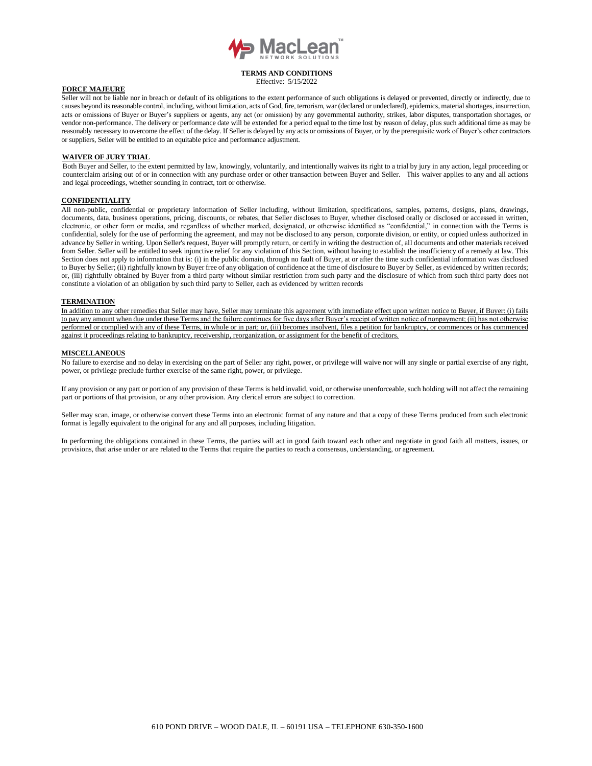**TERMS AND CONDITIONS**

Effective: 5/15/2022

## FORCE MAJEURE

Seller will not be liable nor in breach or default of its obligations to the extent performance of such obligations is delayed or prevented, directly or indirectly, due to causes beyond its reasonable control, including, without limitation, acts of God, fire, terrorism, war (declared or undeclared), epidemics, material shortages, insurrection, acts or omissions of Buyer or Buyer's suppliers or agents, any act (or omission) by any governmental authority, strikes, labor disputes, transportation shortages, or vendor non-performance. The delivery or performance date will be extended for a period equal to the time lost by reason of delay, plus such additional time as may be reasonably necessary to overcome the effect of the delay. If Seller is delayed by any acts or omissions of Buyer, or by the prerequisite work of Buyer's other contractors or suppliers, Seller will be entitled to an equitable price and performance adjustment.

## WAIVER OF JURY TRIAL

Both Buyer and Seller, to the extent permitted by law, knowingly, voluntarily, and intentionally waives its right to a trial by jury in any action, legal proceeding or counterclaim arising out of or in connection with any purchase order or other transaction between Buyer and Seller. This waiver applies to any and all actions and legal proceedings, whether sounding in contract, tort or otherwise.

## CONFIDENTIALITY

All non-public, confidential or proprietary information of Seller including, without limitation, specifications, samples, patterns, designs, plans, drawings, documents, data, business operations, pricing, discounts, or rebates, that Seller discloses to Buyer, whether disclosed orally or disclosed or accessed in written, electronic, or other form or media, and regardless of whether marked, designated, or otherwise identified as "confidential," in connection with the Terms is confidential, solely for the use of performing the agreement, and may not be disclosed to any person, corporate division, or entity, or copied unless authorized in advance by Seller in writing. Upon Seller's request, Buyer will promptly return, or certify in writing the destruction of, all documents and other materials received from Seller. Seller will be entitled to seek injunctive relief for any violation of this Section, without having to establish the insufficiency of a remedy at law. This Section does not apply to information that is: (i) in the public domain, through no fault of Buyer, at or after the time such confidential information was disclosed to Buyer by Seller; (ii) rightfully known by Buyer free of any obligation of confidence at the time of disclosure to Buyer by Seller, as evidenced by written records; or, (iii) rightfully obtained by Buyer from a third party without similar restriction from such party and the disclosure of which from such third party does not constitute a violation of an obligation by such third party to Seller, each as evidenced by written records

## TERMINATION

In addition to any other remedies that Seller may have, Seller may terminate this agreement with immediate effect upon written notice to Buyer, if Buyer: (i) fails to pay any amount when due under these Terms and the failure continues for five days after Buyer's receipt of written notice of nonpayment; (ii) has not otherwise performed or complied with any of these Terms, in whole or in part; or, (iii) becomes insolvent, files a petition for bankruptcy, or commences or has commenced against it proceedings relating to bankruptcy, receivership, reorganization, or assignment for the benefit of creditors.

## MISCELLANEOUS

No failure to exercise and no delay in exercising on the part of Seller any right, power, or privilege will waive nor will any single or partial exercise of any right, power, or privilege preclude further exercise of the same right, power, or privilege.

If any provision or any part or portion of any provision of these Terms is held invalid, void, or otherwise unenforceable, such holding will not affect the remaining part or portions of that provision, or any other provision. Any clerical errors are subject to correction.

Seller may scan, image, or otherwise convert these Terms into an electronic format of any nature and that a copy of these Terms produced from such electronic format is legally equivalent to the original for any and all purposes, including litigation.

In performing the obligations contained in these Terms, the parties will act in good faith toward each other and negotiate in good faith all matters, issues, or provisions, that arise under or are related to the Terms that require the parties to reach a consensus, understanding, or agreement.